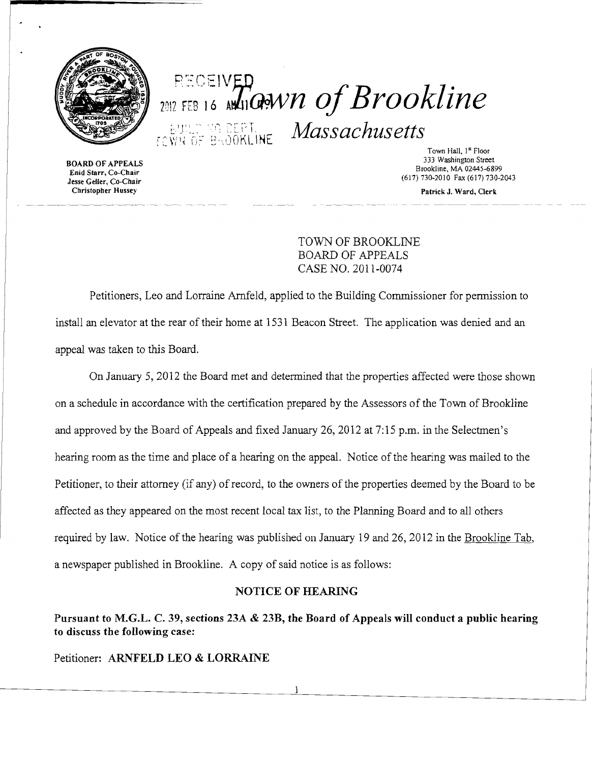RECEIVED 2012 FEB 16 AM 11:09 BUILDING DEPT. TOWN OF BROOKLINE

# Town of Brookline

## Massachusetts

**BOARD OF APPEALS**
**Enid Starr, Co-Chair**
**Jesse Geller, Co-Chair**
**Christopher Hussey**

Town Hall, 1st Floor
333 Washington Street
Brookline, MA 02445-6899
(617) 730-2010 Fax (617) 730-2043

**Patrick J. Ward, Clerk**

TOWN OF BROOKLINE
BOARD OF APPEALS
CASE NO. 2011-0074

Petitioners, Leo and Lorraine Arnfeld, applied to the Building Commissioner for permission to install an elevator at the rear of their home at 1531 Beacon Street. The application was denied and an appeal was taken to this Board.

On January 5, 2012 the Board met and determined that the properties affected were those shown on a schedule in accordance with the certification prepared by the Assessors of the Town of Brookline and approved by the Board of Appeals and fixed January 26, 2012 at 7:15 p.m. in the Selectmen's hearing room as the time and place of a hearing on the appeal. Notice of the hearing was mailed to the Petitioner, to their attorney (if any) of record, to the owners of the properties deemed by the Board to be affected as they appeared on the most recent local tax list, to the Planning Board and to all others required by law. Notice of the hearing was published on January 19 and 26, 2012 in the Brookline Tab, a newspaper published in Brookline. A copy of said notice is as follows:

### NOTICE OF HEARING

**Pursuant to M.G.L. C. 39, sections 23A & 23B, the Board of Appeals will conduct a public hearing to discuss the following case:**

Petitioner: **ARNFELD LEO & LORRAINE**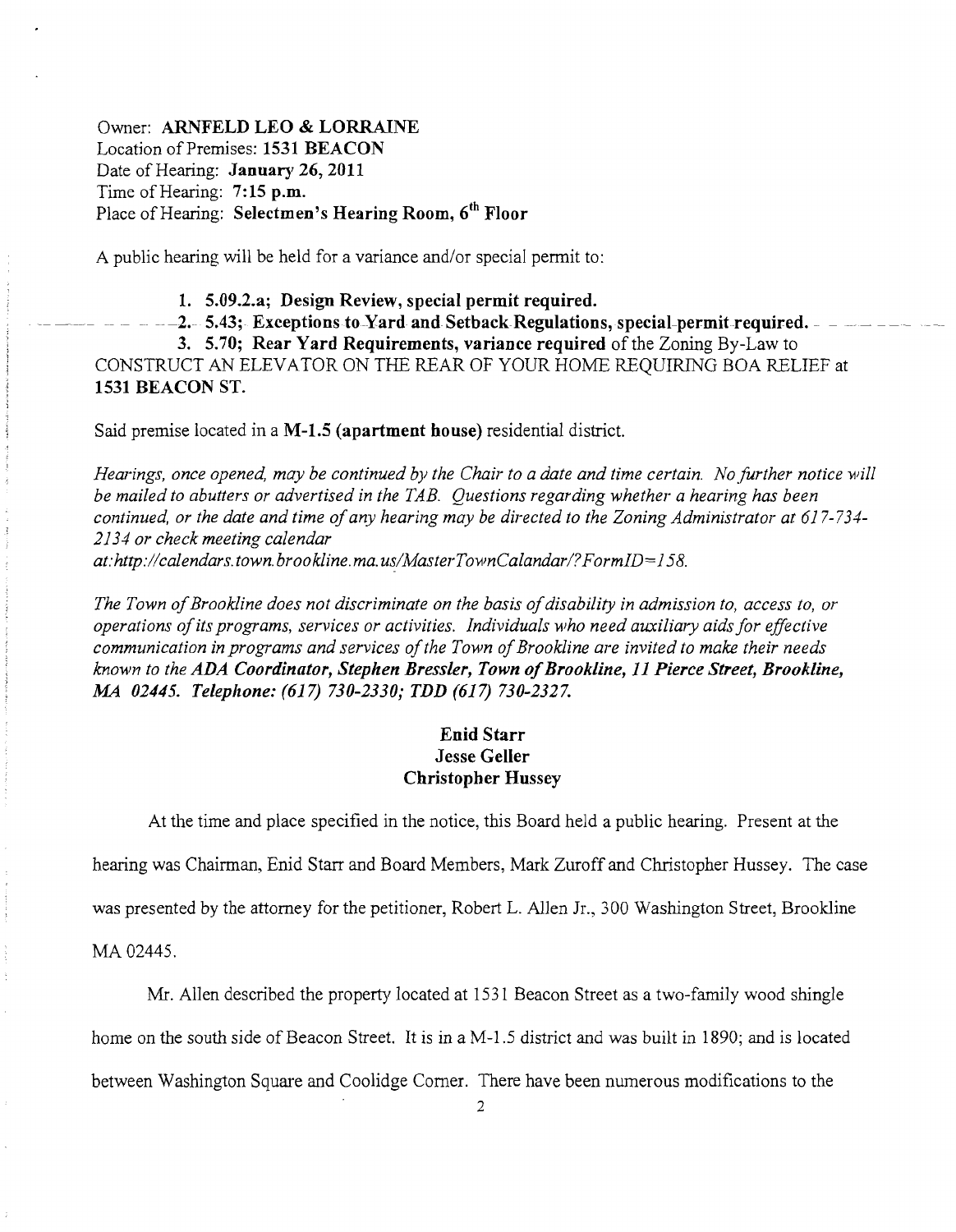Owner: **ARNFELD LEO & LORRAINE**
Location of Premises: **1531 BEACON**
Date of Hearing: **January 26, 2011**
Time of Hearing: **7:15 p.m.**
Place of Hearing: **Selectmen's Hearing Room, 6th Floor**

A public hearing will be held for a variance and/or special permit to:

1. **5.09.2.a; Design Review, special permit required.**
2. **5.43; Exceptions to Yard and Setback Regulations, special permit required.**
3. **5.70; Rear Yard Requirements, variance required** of the Zoning By-Law to CONSTRUCT AN ELEVATOR ON THE REAR OF YOUR HOME REQUIRING BOA RELIEF at **1531 BEACON ST.**

Said premise located in a **M-1.5 (apartment house)** residential district.

*Hearings, once opened, may be continued by the Chair to a date and time certain. No further notice will be mailed to abutters or advertised in the TAB. Questions regarding whether a hearing has been continued, or the date and time of any hearing may be directed to the Zoning Administrator at 617-734-2134 or check meeting calendar at:http://calendars.town.brookline.ma.us/MasterTownCalandar/?FormID=158.*

*The Town of Brookline does not discriminate on the basis of disability in admission to, access to, or operations of its programs, services or activities. Individuals who need auxiliary aids for effective communication in programs and services of the Town of Brookline are invited to make their needs known to the* ***ADA Coordinator, Stephen Bressler, Town of Brookline, 11 Pierce Street, Brookline, MA 02445. Telephone: (617) 730-2330; TDD (617) 730-2327.***

**Enid Starr**
**Jesse Geller**
**Christopher Hussey**

At the time and place specified in the notice, this Board held a public hearing. Present at the hearing was Chairman, Enid Starr and Board Members, Mark Zuroff and Christopher Hussey. The case was presented by the attorney for the petitioner, Robert L. Allen Jr., 300 Washington Street, Brookline MA 02445.

Mr. Allen described the property located at 1531 Beacon Street as a two-family wood shingle home on the south side of Beacon Street. It is in a M-1.5 district and was built in 1890; and is located between Washington Square and Coolidge Corner. There have been numerous modifications to the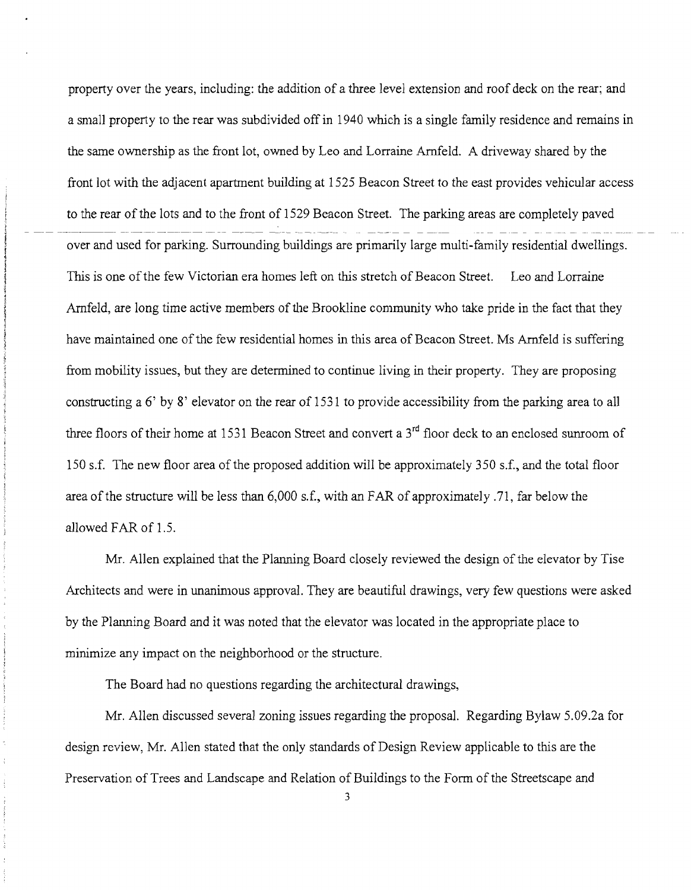property over the years, including: the addition of a three level extension and roof deck on the rear; and a small property to the rear was subdivided off in 1940 which is a single family residence and remains in the same ownership as the front lot, owned by Leo and Lorraine Arnfeld. A driveway shared by the front lot with the adjacent apartment building at 1525 Beacon Street to the east provides vehicular access to the rear of the lots and to the front of 1529 Beacon Street. The parking areas are completely paved over and used for parking. Surrounding buildings are primarily large multi-family residential dwellings. This is one of the few Victorian era homes left on this stretch of Beacon Street. Leo and Lorraine Arnfeld, are long time active members of the Brookline community who take pride in the fact that they have maintained one of the few residential homes in this area of Beacon Street. Ms Arnfeld is suffering from mobility issues, but they are determined to continue living in their property. They are proposing constructing a 6' by 8' elevator on the rear of 1531 to provide accessibility from the parking area to all three floors of their home at 1531 Beacon Street and convert a 3rd floor deck to an enclosed sunroom of 150 s.f. The new floor area of the proposed addition will be approximately 350 s.f., and the total floor area of the structure will be less than 6,000 s.f., with an FAR of approximately .71, far below the allowed FAR of 1.5.

Mr. Allen explained that the Planning Board closely reviewed the design of the elevator by Tise Architects and were in unanimous approval. They are beautiful drawings, very few questions were asked by the Planning Board and it was noted that the elevator was located in the appropriate place to minimize any impact on the neighborhood or the structure.

The Board had no questions regarding the architectural drawings,

Mr. Allen discussed several zoning issues regarding the proposal. Regarding Bylaw 5.09.2a for design review, Mr. Allen stated that the only standards of Design Review applicable to this are the Preservation of Trees and Landscape and Relation of Buildings to the Form of the Streetscape and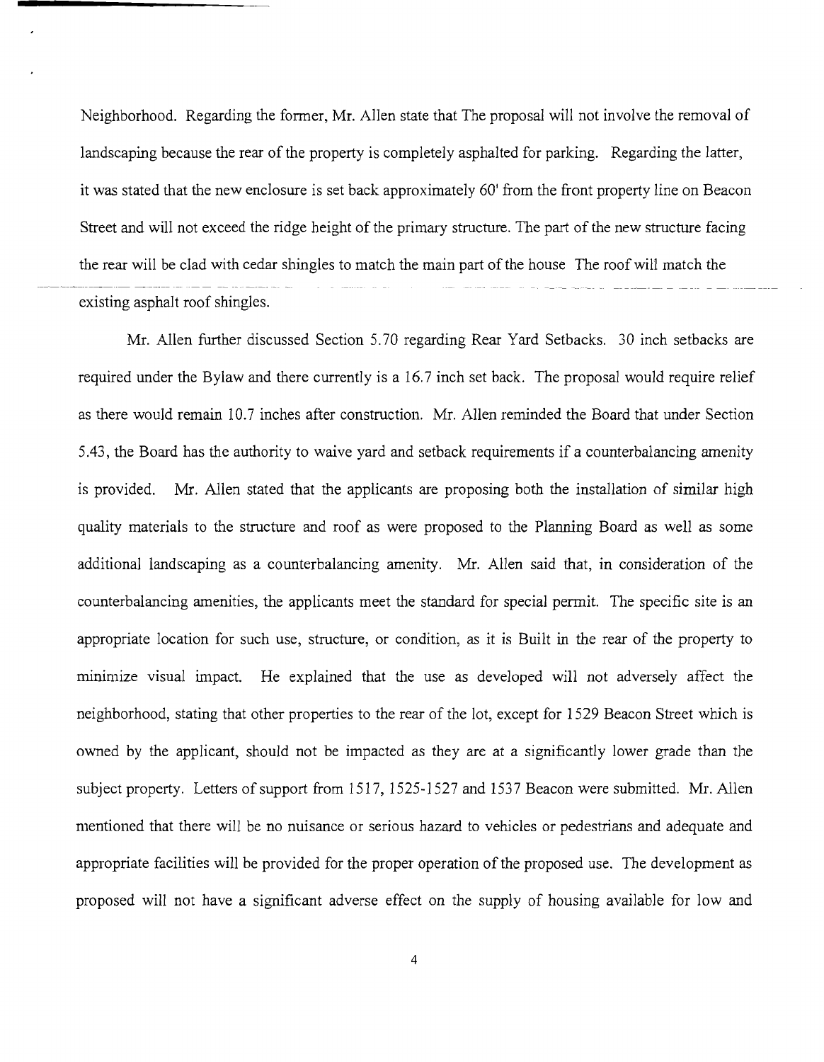Neighborhood. Regarding the former, Mr. Allen state that The proposal will not involve the removal of landscaping because the rear of the property is completely asphalted for parking. Regarding the latter, it was stated that the new enclosure is set back approximately 60' from the front property line on Beacon Street and will not exceed the ridge height of the primary structure. The part of the new structure facing the rear will be clad with cedar shingles to match the main part of the house The roof will match the existing asphalt roof shingles.

Mr. Allen further discussed Section 5.70 regarding Rear Yard Setbacks. 30 inch setbacks are required under the Bylaw and there currently is a 16.7 inch set back. The proposal would require relief as there would remain 10.7 inches after construction. Mr. Allen reminded the Board that under Section 5.43, the Board has the authority to waive yard and setback requirements if a counterbalancing amenity is provided. Mr. Allen stated that the applicants are proposing both the installation of similar high quality materials to the structure and roof as were proposed to the Planning Board as well as some additional landscaping as a counterbalancing amenity. Mr. Allen said that, in consideration of the counterbalancing amenities, the applicants meet the standard for special permit. The specific site is an appropriate location for such use, structure, or condition, as it is Built in the rear of the property to minimize visual impact. He explained that the use as developed will not adversely affect the neighborhood, stating that other properties to the rear of the lot, except for 1529 Beacon Street which is owned by the applicant, should not be impacted as they are at a significantly lower grade than the subject property. Letters of support from 1517, 1525-1527 and 1537 Beacon were submitted. Mr. Allen mentioned that there will be no nuisance or serious hazard to vehicles or pedestrians and adequate and appropriate facilities will be provided for the proper operation of the proposed use. The development as proposed will not have a significant adverse effect on the supply of housing available for low and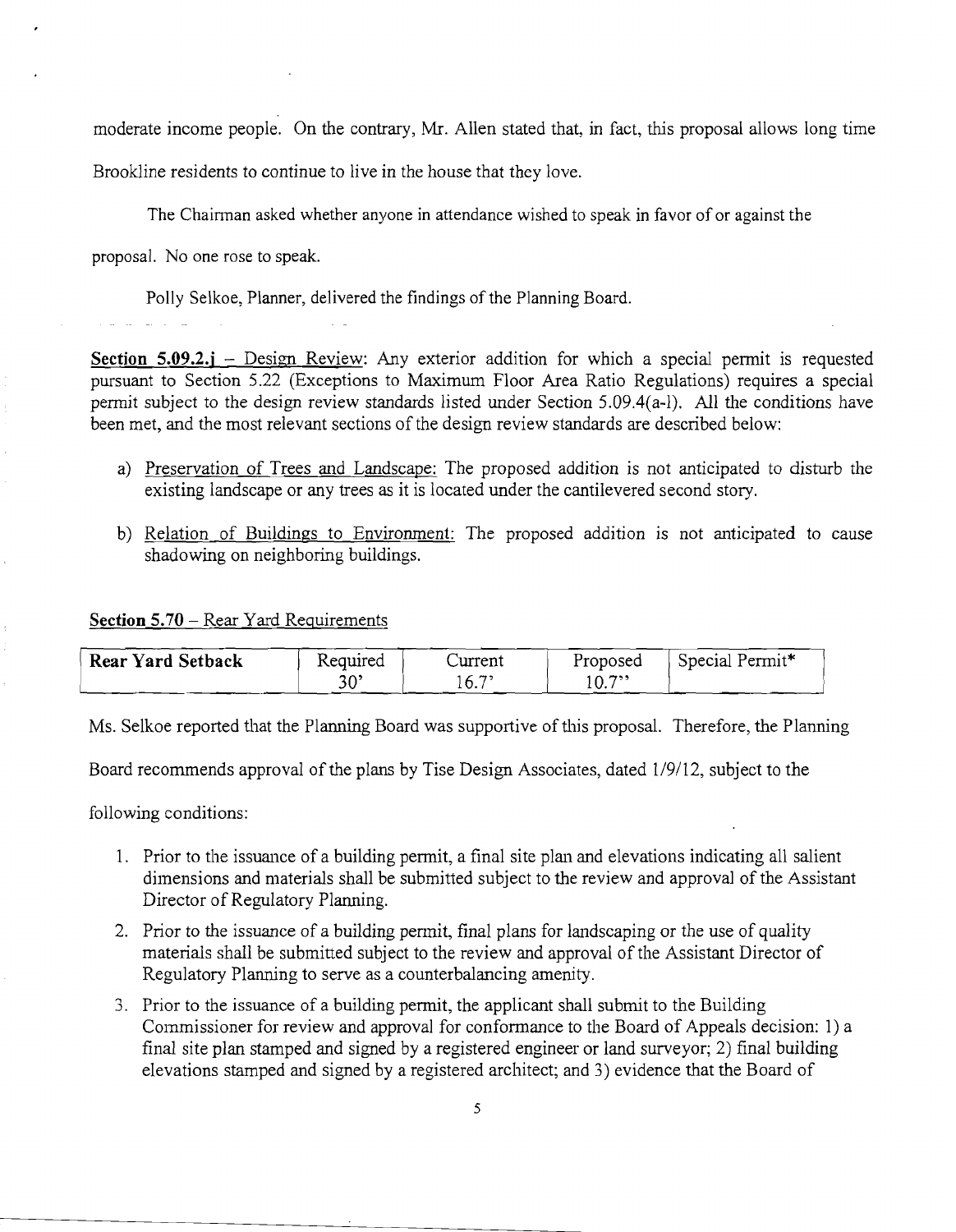moderate income people. On the contrary, Mr. Allen stated that, in fact, this proposal allows long time Brookline residents to continue to live in the house that they love.

The Chairman asked whether anyone in attendance wished to speak in favor of or against the proposal. No one rose to speak.

Polly Selkoe, Planner, delivered the findings of the Planning Board.

**Section 5.09.2.j** – Design Review: Any exterior addition for which a special permit is requested pursuant to Section 5.22 (Exceptions to Maximum Floor Area Ratio Regulations) requires a special permit subject to the design review standards listed under Section 5.09.4(a-l). All the conditions have been met, and the most relevant sections of the design review standards are described below:

a) Preservation of Trees and Landscape: The proposed addition is not anticipated to disturb the existing landscape or any trees as it is located under the cantilevered second story.

b) Relation of Buildings to Environment: The proposed addition is not anticipated to cause shadowing on neighboring buildings.

**Section 5.70** – Rear Yard Requirements

| Rear Yard Setback | Required | Current | Proposed | Special Permit* |
|---|---|---|---|---|
| | 30' | 16.7' | 10.7'' | |

Ms. Selkoe reported that the Planning Board was supportive of this proposal. Therefore, the Planning Board recommends approval of the plans by Tise Design Associates, dated 1/9/12, subject to the following conditions:

1. Prior to the issuance of a building permit, a final site plan and elevations indicating all salient dimensions and materials shall be submitted subject to the review and approval of the Assistant Director of Regulatory Planning.
2. Prior to the issuance of a building permit, final plans for landscaping or the use of quality materials shall be submitted subject to the review and approval of the Assistant Director of Regulatory Planning to serve as a counterbalancing amenity.
3. Prior to the issuance of a building permit, the applicant shall submit to the Building Commissioner for review and approval for conformance to the Board of Appeals decision: 1) a final site plan stamped and signed by a registered engineer or land surveyor; 2) final building elevations stamped and signed by a registered architect; and 3) evidence that the Board of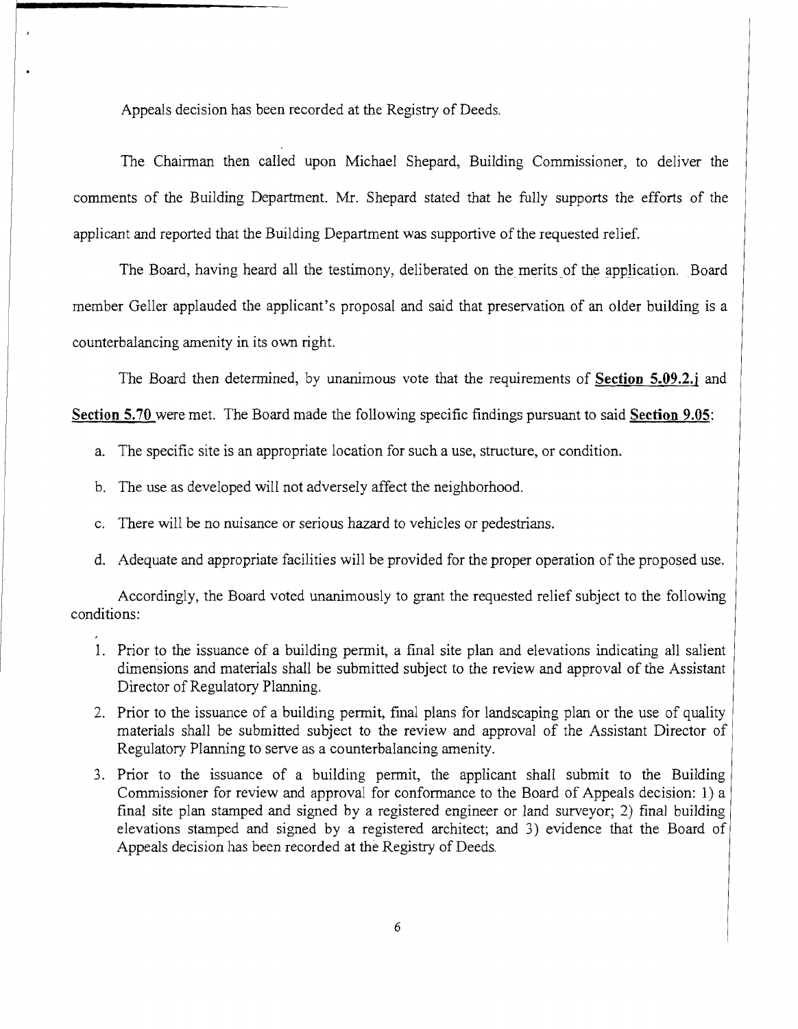Appeals decision has been recorded at the Registry of Deeds.

The Chairman then called upon Michael Shepard, Building Commissioner, to deliver the comments of the Building Department. Mr. Shepard stated that he fully supports the efforts of the applicant and reported that the Building Department was supportive of the requested relief.

The Board, having heard all the testimony, deliberated on the merits of the application. Board member Geller applauded the applicant's proposal and said that preservation of an older building is a counterbalancing amenity in its own right.

The Board then determined, by unanimous vote that the requirements of **Section 5.09.2.j** and **Section 5.70** were met. The Board made the following specific findings pursuant to said **Section 9.05**:

a. The specific site is an appropriate location for such a use, structure, or condition.

b. The use as developed will not adversely affect the neighborhood.

c. There will be no nuisance or serious hazard to vehicles or pedestrians.

d. Adequate and appropriate facilities will be provided for the proper operation of the proposed use.

Accordingly, the Board voted unanimously to grant the requested relief subject to the following conditions:

1. Prior to the issuance of a building permit, a final site plan and elevations indicating all salient dimensions and materials shall be submitted subject to the review and approval of the Assistant Director of Regulatory Planning.
2. Prior to the issuance of a building permit, final plans for landscaping plan or the use of quality materials shall be submitted subject to the review and approval of the Assistant Director of Regulatory Planning to serve as a counterbalancing amenity.
3. Prior to the issuance of a building permit, the applicant shall submit to the Building Commissioner for review and approval for conformance to the Board of Appeals decision: 1) a final site plan stamped and signed by a registered engineer or land surveyor; 2) final building elevations stamped and signed by a registered architect; and 3) evidence that the Board of Appeals decision has been recorded at the Registry of Deeds.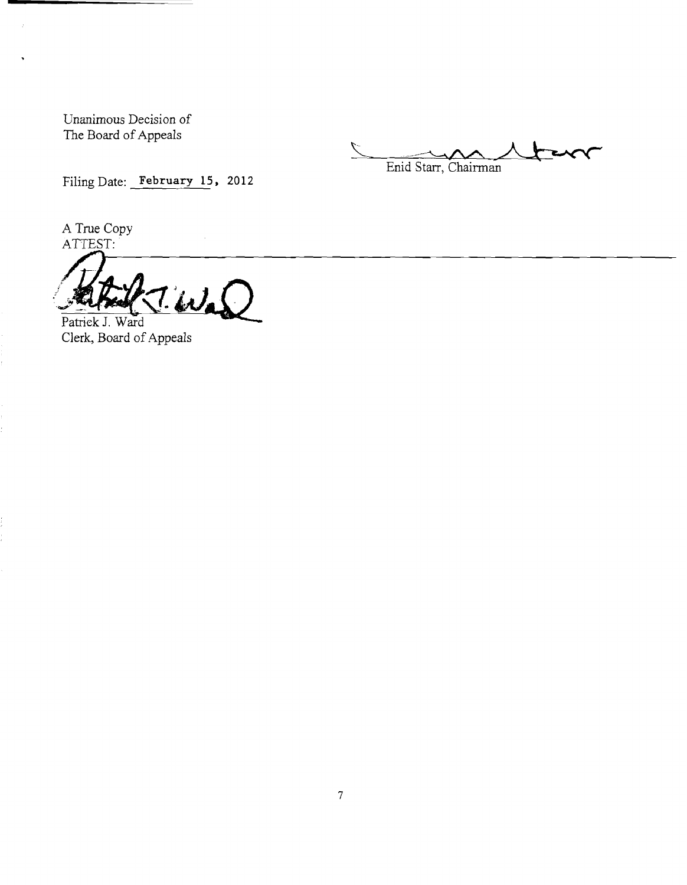Unanimous Decision of
The Board of Appeals

Enid Starr, Chairman

Filing Date: February 15, 2012

A True Copy
ATTEST:

Patrick J. Ward
Clerk, Board of Appeals